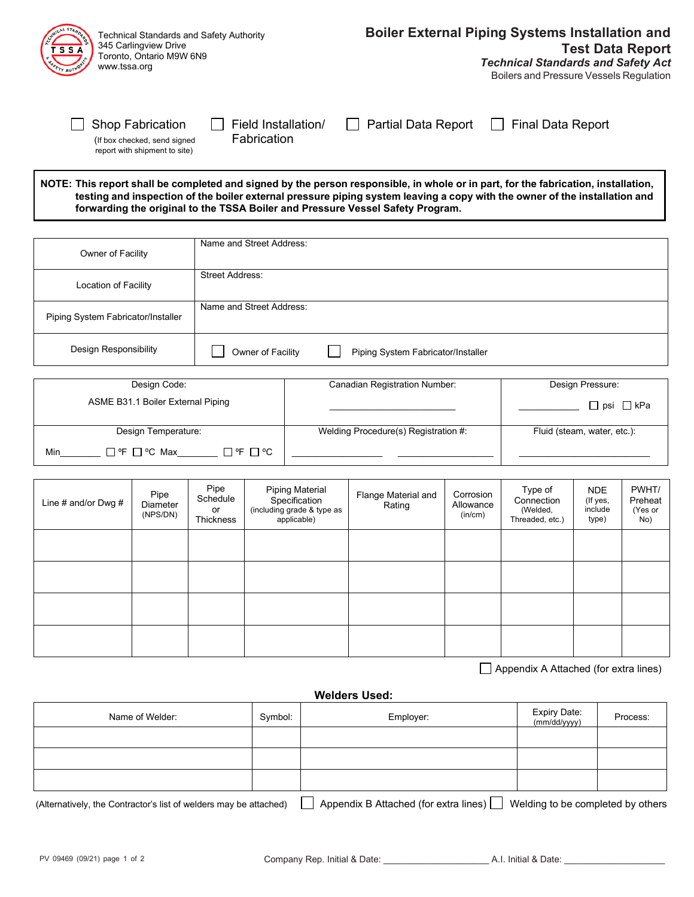Technical Standards and Safety Authority
345 Carlingview Drive
Toronto, Ontario M9W 6N9
www.tssa.org

# Boiler External Piping Systems Installation and Test Data Report

***Technical Standards and Safety Act***

Boilers and Pressure Vessels Regulation

☐ Shop Fabrication (If box checked, send signed report with shipment to site) ☐ Field Installation/ Fabrication ☐ Partial Data Report ☐ Final Data Report

**NOTE: This report shall be completed and signed by the person responsible, in whole or in part, for the fabrication, installation, testing and inspection of the boiler external pressure piping system leaving a copy with the owner of the installation and forwarding the original to the TSSA Boiler and Pressure Vessel Safety Program.**

| | |
|---|---|
| Owner of Facility | Name and Street Address: |
| Location of Facility | Street Address: |
| Piping System Fabricator/Installer | Name and Street Address: |
| Design Responsibility | ☐ Owner of Facility ☐ Piping System Fabricator/Installer |

| | | |
|---|---|---|
| Design Code: ASME B31.1 Boiler External Piping | Canadian Registration Number: ____________ | Design Pressure: ________ ☐ psi ☐ kPa |
| Design Temperature: Min________ ☐ ºF ☐ ºC Max________ ☐ ºF ☐ ºC | Welding Procedure(s) Registration #: ____________ ____________ | Fluid (steam, water, etc.): ____________ |

| Line # and/or Dwg # | Pipe Diameter (NPS/DN) | Pipe Schedule or Thickness | Piping Material Specification (including grade & type as applicable) | Flange Material and Rating | Corrosion Allowance (in/cm) | Type of Connection (Welded, Threaded, etc.) | NDE (If yes, include type) | PWHT/ Preheat (Yes or No) |
|---|---|---|---|---|---|---|---|---|
| | | | | | | | | |
| | | | | | | | | |
| | | | | | | | | |
| | | | | | | | | |

☐ Appendix A Attached (for extra lines)

**Welders Used:**

| Name of Welder: | Symbol: | Employer: | Expiry Date: (mm/dd/yyyy) | Process: |
|---|---|---|---|---|
| | | | | |
| | | | | |
| | | | | |

(Alternatively, the Contractor's list of welders may be attached) ☐ Appendix B Attached (for extra lines) ☐ Welding to be completed by others

PV 09469 (09/21)

Company Rep. Initial & Date: ____________________ A.I. Initial & Date: ____________________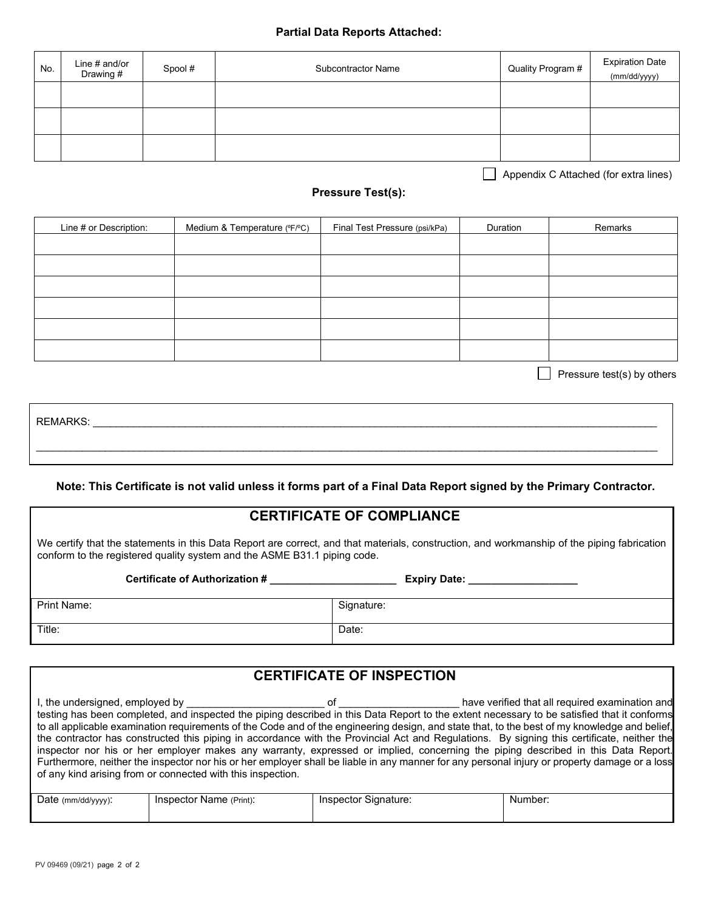**Partial Data Reports Attached:**

| No. | Line # and/or Drawing # | Spool # | Subcontractor Name | Quality Program # | Expiration Date (mm/dd/yyyy) |
|---|---|---|---|---|---|
| | | | | | |
| | | | | | |
| | | | | | |

☐ Appendix C Attached (for extra lines)

**Pressure Test(s):**

| Line # or Description: | Medium & Temperature (ºF/ºC) | Final Test Pressure (psi/kPa) | Duration | Remarks |
|---|---|---|---|---|
| | | | | |
| | | | | |
| | | | | |
| | | | | |
| | | | | |
| | | | | |

☐ Pressure test(s) by others

REMARKS: ____________________________________________________________________________________________

____________________________________________________________________________________________________

**Note: This Certificate is not valid unless it forms part of a Final Data Report signed by the Primary Contractor.**

## CERTIFICATE OF COMPLIANCE

We certify that the statements in this Data Report are correct, and that materials, construction, and workmanship of the piping fabrication conform to the registered quality system and the ASME B31.1 piping code.

**Certificate of Authorization #** _____________________ **Expiry Date:** __________________

| Print Name: | Signature: |
|---|---|
| Title: | Date: |

## CERTIFICATE OF INSPECTION

I, the undersigned, employed by ________________________ of ____________________ have verified that all required examination and testing has been completed, and inspected the piping described in this Data Report to the extent necessary to be satisfied that it conforms to all applicable examination requirements of the Code and of the engineering design, and state that, to the best of my knowledge and belief, the contractor has constructed this piping in accordance with the Provincial Act and Regulations. By signing this certificate, neither the inspector nor his or her employer makes any warranty, expressed or implied, concerning the piping described in this Data Report. Furthermore, neither the inspector nor his or her employer shall be liable in any manner for any personal injury or property damage or a loss of any kind arising from or connected with this inspection.

| Date (mm/dd/yyyy): | Inspector Name (Print): | Inspector Signature: | Number: |
|---|---|---|---|
| | | | |

PV 09469 (09/21)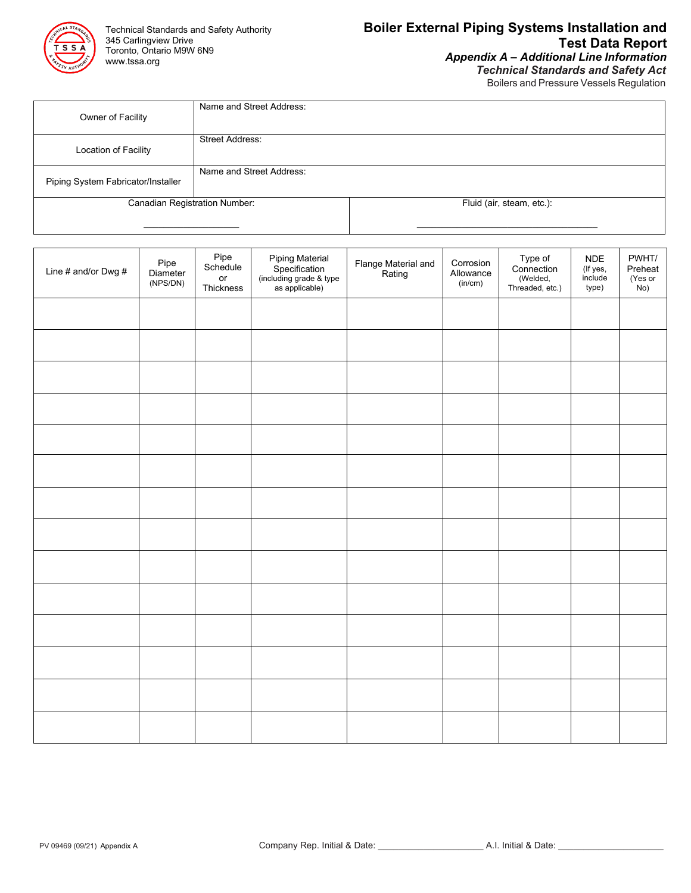Technical Standards and Safety Authority
345 Carlingview Drive
Toronto, Ontario M9W 6N9
www.tssa.org

# Boiler External Piping Systems Installation and Test Data Report

***Appendix A – Additional Line Information***

***Technical Standards and Safety Act***

Boilers and Pressure Vessels Regulation

| Owner of Facility | Name and Street Address: |
|---|---|
| Location of Facility | Street Address: |
| Piping System Fabricator/Installer | Name and Street Address: |
| Canadian Registration Number: ____________________ | Fluid (air, steam, etc.): ____________________ |

| Line # and/or Dwg # | Pipe Diameter (NPS/DN) | Pipe Schedule or Thickness | Piping Material Specification (including grade & type as applicable) | Flange Material and Rating | Corrosion Allowance (in/cm) | Type of Connection (Welded, Threaded, etc.) | NDE (If yes, include type) | PWHT/ Preheat (Yes or No) |
|---|---|---|---|---|---|---|---|---|
| | | | | | | | | |
| | | | | | | | | |
| | | | | | | | | |
| | | | | | | | | |
| | | | | | | | | |
| | | | | | | | | |
| | | | | | | | | |
| | | | | | | | | |
| | | | | | | | | |
| | | | | | | | | |
| | | | | | | | | |
| | | | | | | | | |
| | | | | | | | | |
| | | | | | | | | |

PV 09469 (09/21) Appendix A

Company Rep. Initial & Date: ____________________ A.I. Initial & Date: ____________________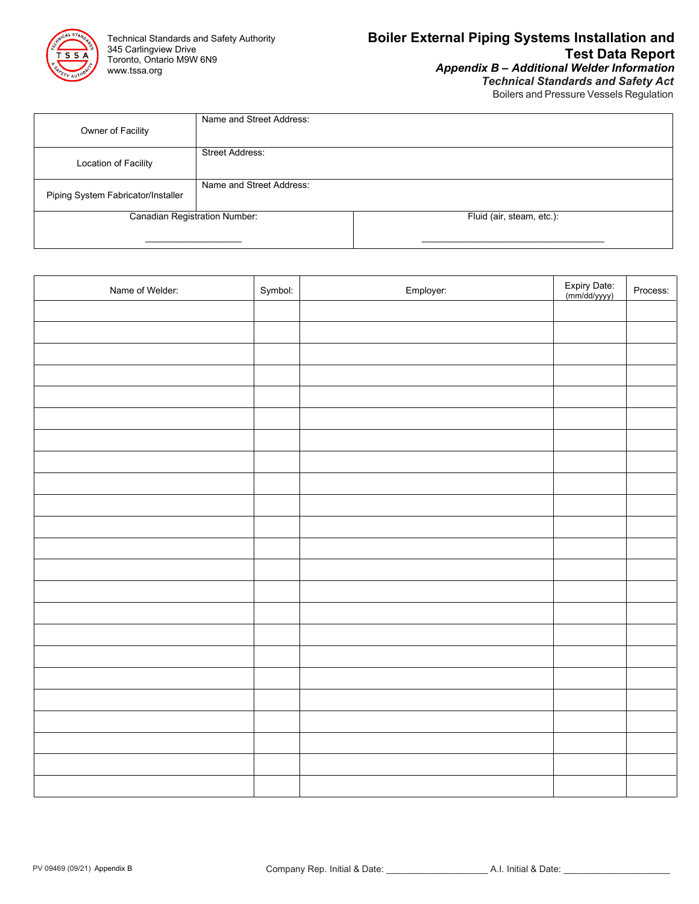Technical Standards and Safety Authority
345 Carlingview Drive
Toronto, Ontario M9W 6N9
www.tssa.org

# Boiler External Piping Systems Installation and Test Data Report

## *Appendix B – Additional Welder Information*

***Technical Standards and Safety Act***

Boilers and Pressure Vessels Regulation

| Owner of Facility | Name and Street Address: |
|---|---|
| Location of Facility | Street Address: |
| Piping System Fabricator/Installer | Name and Street Address: |

| Canadian Registration Number: ___________________ | Fluid (air, steam, etc.): ____________________________________ |
|---|---|

| Name of Welder: | Symbol: | Employer: | Expiry Date: (mm/dd/yyyy) | Process: |
|---|---|---|---|---|
| | | | | |
| | | | | |
| | | | | |
| | | | | |
| | | | | |
| | | | | |
| | | | | |
| | | | | |
| | | | | |
| | | | | |
| | | | | |
| | | | | |
| | | | | |
| | | | | |
| | | | | |
| | | | | |
| | | | | |
| | | | | |
| | | | | |
| | | | | |
| | | | | |
| | | | | |
| | | | | |

PV 09469 (09/21) Appendix B

Company Rep. Initial & Date: ____________________ A.I. Initial & Date: _____________________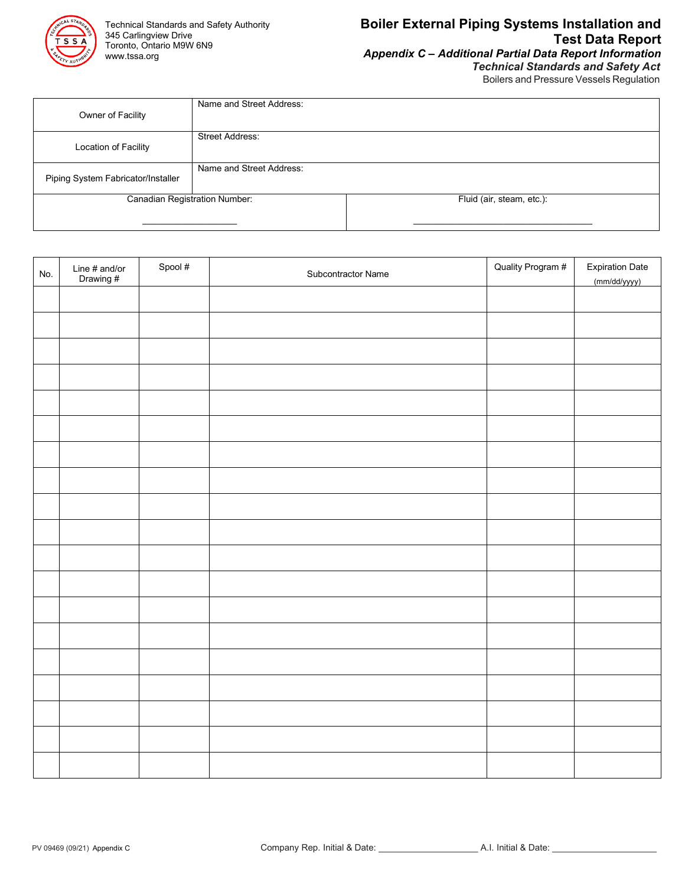Technical Standards and Safety Authority
345 Carlingview Drive
Toronto, Ontario M9W 6N9
www.tssa.org

# Boiler External Piping Systems Installation and Test Data Report

***Appendix C – Additional Partial Data Report Information***

***Technical Standards and Safety Act***

Boilers and Pressure Vessels Regulation

| | |
|---|---|
| Owner of Facility | Name and Street Address: |
| Location of Facility | Street Address: |
| Piping System Fabricator/Installer | Name and Street Address: |
| Canadian Registration Number: ___________________ | Fluid (air, steam, etc.): ___________________ |

| No. | Line # and/or Drawing # | Spool # | Subcontractor Name | Quality Program # | Expiration Date (mm/dd/yyyy) |
|---|---|---|---|---|---|
| | | | | | |
| | | | | | |
| | | | | | |
| | | | | | |
| | | | | | |
| | | | | | |
| | | | | | |
| | | | | | |
| | | | | | |
| | | | | | |
| | | | | | |
| | | | | | |
| | | | | | |
| | | | | | |
| | | | | | |
| | | | | | |
| | | | | | |
| | | | | | |
| | | | | | |

PV 09469 (09/21) Appendix C

Company Rep. Initial & Date: ___________________ A.I. Initial & Date: ___________________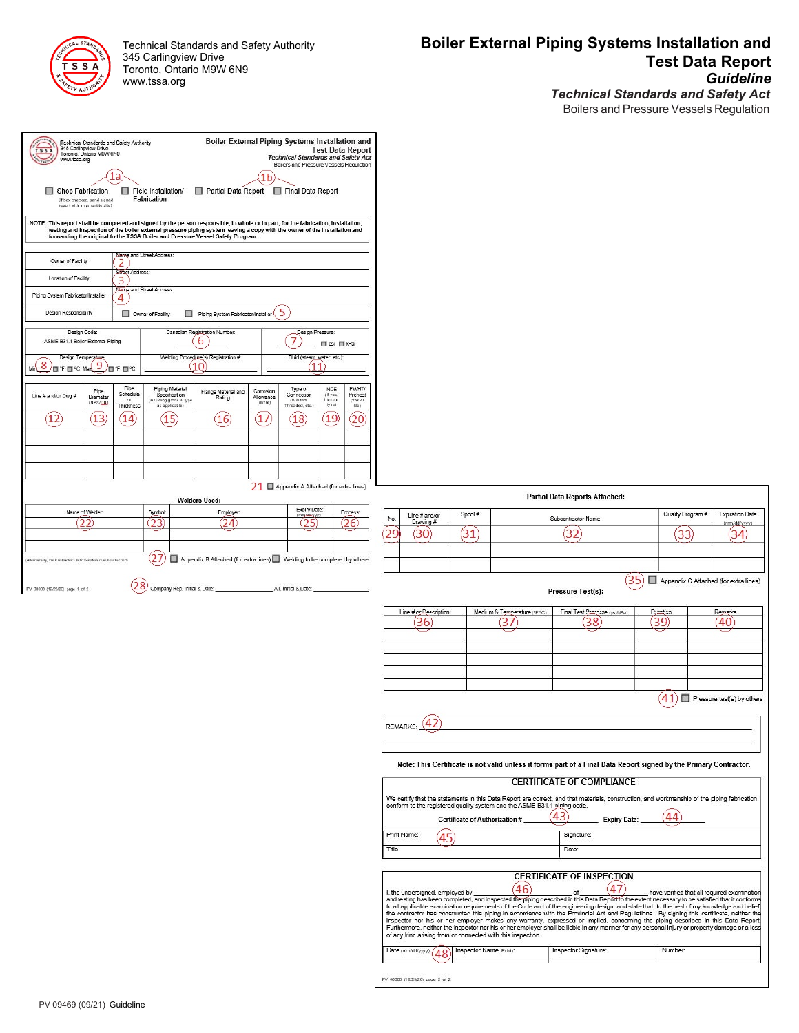Technical Standards and Safety Authority
345 Carlingview Drive
Toronto, Ontario M9W 6N9
www.tssa.org

# Boiler External Piping Systems Installation and Test Data Report

***Guideline***

***Technical Standards and Safety Act***

Boilers and Pressure Vessels Regulation

---

Technical Standards and Safety Authority
345 Carlingview Drive
Toronto, Ontario M9W 6N9
www.tssa.org

**Boiler External Piping Systems Installation and Test Data Report**
*Technical Standards and Safety Act*
Boilers and Pressure Vessels Regulation

(1a) ☐ Shop Fabrication (If box checked, send signed report with shipment to site) ☐ Field Installation/ Fabrication (1b) ☐ Partial Data Report ☐ Final Data Report

**NOTE: This report shall be completed and signed by the person responsible, in whole or in part, for the fabrication, installation, testing and inspection of the boiler external pressure piping system leaving a copy with the owner of the installation and forwarding the original to the TSSA Boiler and Pressure Vessel Safety Program.**

| | |
|---|---|
| Owner of Facility | Name and Street Address: (2) |
| Location of Facility | Street Address: (3) |
| Piping System Fabricator/Installer | Name and Street Address: (4) |
| Design Responsibility | ☐ Owner of Facility ☐ Piping System Fabricator/Installer (5) |

| Design Code: | Canadian Registration Number: | Design Pressure: |
|---|---|---|
| ASME B31.1 Boiler External Piping | (6) | (7) ☐ psi ☐ kPa |
| **Design Temperature** | **Welding Procedure(s) Registration #:** | **Fluid (steam, water, etc.):** |
| Min (8) ☐ °F ☐ °C Max (9) ☐ °F ☐ °C | (10) | (11) |

| Line # and/or Dwg # | Pipe Diameter (NPS/DN) | Pipe Schedule or Thickness | Piping Material Specification (including grade & type as applicable) | Flange Material and Rating | Corrosion Allowance (in/cm) | Type of Connection (Welded, Threaded, etc.) | NDE (if yes, include type) | PWHT/ Preheat (Yes or no) |
|---|---|---|---|---|---|---|---|---|
| (12) | (13) | (14) | (15) | (16) | (17) | (18) | (19) | (20) |
| | | | | | | | | |
| | | | | | | | | |
| | | | | | | | | |

(21) ☐ Appendix A Attached (for extra lines)

**Welders Used:**

| Name of Welder | Symbol | Employer | Expiry Date (mm/dd/yyyy) | Process |
|---|---|---|---|---|
| (22) | (23) | (24) | (25) | (26) |
| | | | | |
| | | | | |

(Alternatively, the Contractor's list of welders may be attached) (27) ☐ Appendix B Attached (for extra lines) ☐ Welding to be completed by others

PV 00000 (12/23/20) page 1 of 2 (28) Company Rep. Initial & Date: ____________ A.I. Initial & Date: ____________

---

**Partial Data Reports Attached:**

| No. | Line # and/or Drawing # | Spool # | Subcontractor Name | Quality Program # | Expiration Date (mm/dd/yyyy) |
|---|---|---|---|---|---|
| (29) | (30) | (31) | (32) | (33) | (34) |
| | | | | | |
| | | | | | |

(35) ☐ Appendix C Attached (for extra lines)

**Pressure Test(s):**

| Line # or Description | Medium & Temperature (°F/°C) | Final Test Pressure (psi/kPa) | Duration | Remarks |
|---|---|---|---|---|
| (36) | (37) | (38) | (39) | (40) |
| | | | | |
| | | | | |
| | | | | |
| | | | | |

(41) ☐ Pressure test(s) by others

REMARKS: (42) ____________

**Note: This Certificate is not valid unless it forms part of a Final Data Report signed by the Primary Contractor.**

## CERTIFICATE OF COMPLIANCE

We certify that the statements in this Data Report are correct, and that materials, construction, and workmanship of the piping fabrication conform to the registered quality system and the ASME B31.1 piping code.

Certificate of Authorization # (43) ____________ Expiry Date: (44) ____________

| | |
|---|---|
| Print Name: (45) | Signature: |
| Title: | Date: |

## CERTIFICATE OF INSPECTION

I, the undersigned, employed by (46) ____________ of (47) ____________ have verified that all required examination and testing has been completed, and inspected the piping described in this Data Report to the extent necessary to be satisfied that it conforms to all applicable examination requirements of the Code and of the engineering design, and state that, to the best of my knowledge and belief, the contractor has constructed this piping in accordance with the Provincial Act and Regulations. By signing this certificate, neither the inspector nor his or her employer makes any warranty, expressed or implied, concerning the piping described in this Data Report. Furthermore, neither the inspector nor his or her employer shall be liable in any manner for any personal injury or property damage or a loss of any kind arising from or connected with this inspection.

| Date (mm/dd/yyyy): | Inspector Name (Print): | Inspector Signature: | Number: |
|---|---|---|---|
| (48) | | | |

PV 00000 (12/23/20) page 2 of 2

PV 09469 (09/21) Guideline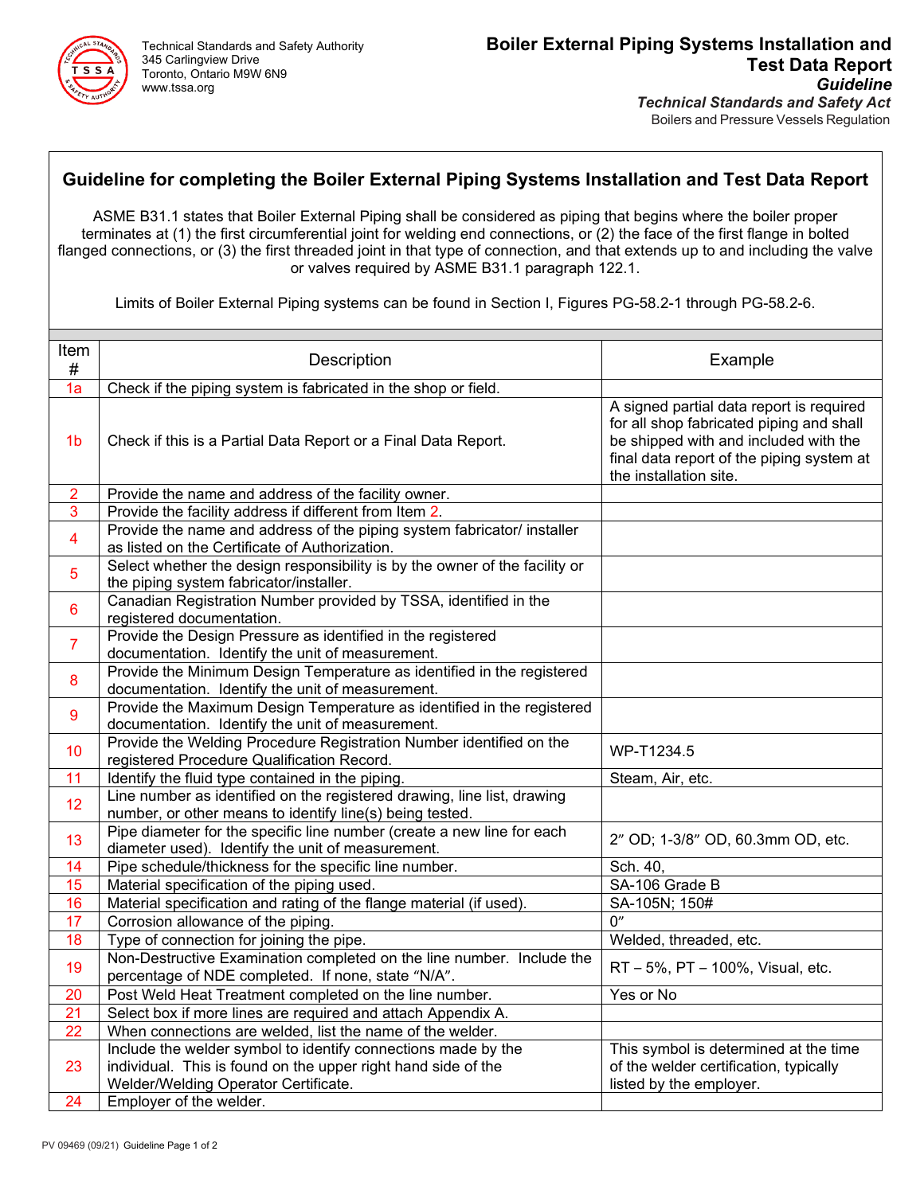Technical Standards and Safety Authority
345 Carlingview Drive
Toronto, Ontario M9W 6N9
www.tssa.org

# Boiler External Piping Systems Installation and Test Data Report

***Guideline***

***Technical Standards and Safety Act***

Boilers and Pressure Vessels Regulation

## Guideline for completing the Boiler External Piping Systems Installation and Test Data Report

ASME B31.1 states that Boiler External Piping shall be considered as piping that begins where the boiler proper terminates at (1) the first circumferential joint for welding end connections, or (2) the face of the first flange in bolted flanged connections, or (3) the first threaded joint in that type of connection, and that extends up to and including the valve or valves required by ASME B31.1 paragraph 122.1.

Limits of Boiler External Piping systems can be found in Section I, Figures PG-58.2-1 through PG-58.2-6.

| Item # | Description | Example |
|---|---|---|
| 1a | Check if the piping system is fabricated in the shop or field. | |
| 1b | Check if this is a Partial Data Report or a Final Data Report. | A signed partial data report is required for all shop fabricated piping and shall be shipped with and included with the final data report of the piping system at the installation site. |
| 2 | Provide the name and address of the facility owner. | |
| 3 | Provide the facility address if different from Item 2. | |
| 4 | Provide the name and address of the piping system fabricator/ installer as listed on the Certificate of Authorization. | |
| 5 | Select whether the design responsibility is by the owner of the facility or the piping system fabricator/installer. | |
| 6 | Canadian Registration Number provided by TSSA, identified in the registered documentation. | |
| 7 | Provide the Design Pressure as identified in the registered documentation. Identify the unit of measurement. | |
| 8 | Provide the Minimum Design Temperature as identified in the registered documentation. Identify the unit of measurement. | |
| 9 | Provide the Maximum Design Temperature as identified in the registered documentation. Identify the unit of measurement. | |
| 10 | Provide the Welding Procedure Registration Number identified on the registered Procedure Qualification Record. | WP-T1234.5 |
| 11 | Identify the fluid type contained in the piping. | Steam, Air, etc. |
| 12 | Line number as identified on the registered drawing, line list, drawing number, or other means to identify line(s) being tested. | |
| 13 | Pipe diameter for the specific line number (create a new line for each diameter used). Identify the unit of measurement. | 2″ OD; 1-3/8″ OD, 60.3mm OD, etc. |
| 14 | Pipe schedule/thickness for the specific line number. | Sch. 40, |
| 15 | Material specification of the piping used. | SA-106 Grade B |
| 16 | Material specification and rating of the flange material (if used). | SA-105N; 150# |
| 17 | Corrosion allowance of the piping. | 0″ |
| 18 | Type of connection for joining the pipe. | Welded, threaded, etc. |
| 19 | Non-Destructive Examination completed on the line number. Include the percentage of NDE completed. If none, state "N/A". | RT – 5%, PT – 100%, Visual, etc. |
| 20 | Post Weld Heat Treatment completed on the line number. | Yes or No |
| 21 | Select box if more lines are required and attach Appendix A. | |
| 22 | When connections are welded, list the name of the welder. | |
| 23 | Include the welder symbol to identify connections made by the individual. This is found on the upper right hand side of the Welder/Welding Operator Certificate. | This symbol is determined at the time of the welder certification, typically listed by the employer. |
| 24 | Employer of the welder. | |

PV 09469 (09/21) Guideline Page 1 of 2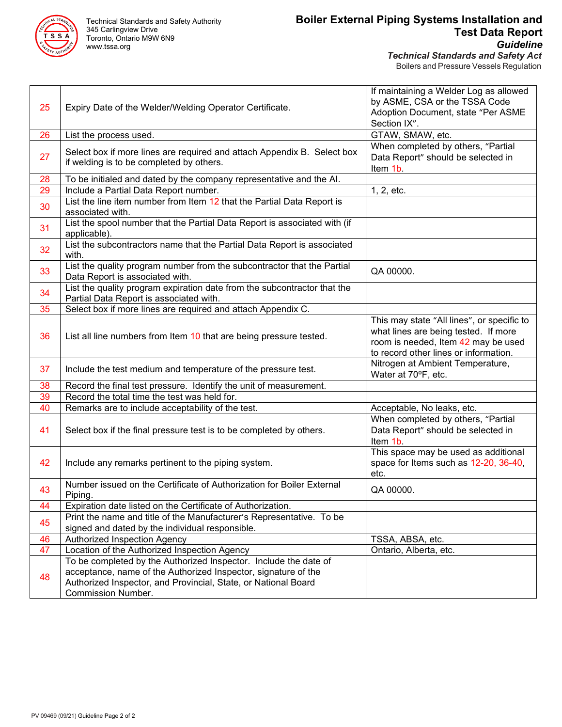| | | |
|---|---|---|
| 25 | Expiry Date of the Welder/Welding Operator Certificate. | If maintaining a Welder Log as allowed by ASME, CSA or the TSSA Code Adoption Document, state “Per ASME Section IX”. |
| 26 | List the process used. | GTAW, SMAW, etc. |
| 27 | Select box if more lines are required and attach Appendix B. Select box if welding is to be completed by others. | When completed by others, “Partial Data Report” should be selected in Item 1b. |
| 28 | To be initialed and dated by the company representative and the AI. | |
| 29 | Include a Partial Data Report number. | 1, 2, etc. |
| 30 | List the line item number from Item 12 that the Partial Data Report is associated with. | |
| 31 | List the spool number that the Partial Data Report is associated with (if applicable). | |
| 32 | List the subcontractors name that the Partial Data Report is associated with. | |
| 33 | List the quality program number from the subcontractor that the Partial Data Report is associated with. | QA 00000. |
| 34 | List the quality program expiration date from the subcontractor that the Partial Data Report is associated with. | |
| 35 | Select box if more lines are required and attach Appendix C. | |
| 36 | List all line numbers from Item 10 that are being pressure tested. | This may state “All lines”, or specific to what lines are being tested. If more room is needed, Item 42 may be used to record other lines or information. |
| 37 | Include the test medium and temperature of the pressure test. | Nitrogen at Ambient Temperature, Water at 70ºF, etc. |
| 38 | Record the final test pressure. Identify the unit of measurement. | |
| 39 | Record the total time the test was held for. | |
| 40 | Remarks are to include acceptability of the test. | Acceptable, No leaks, etc. |
| 41 | Select box if the final pressure test is to be completed by others. | When completed by others, “Partial Data Report” should be selected in Item 1b. |
| 42 | Include any remarks pertinent to the piping system. | This space may be used as additional space for Items such as 12-20, 36-40, etc. |
| 43 | Number issued on the Certificate of Authorization for Boiler External Piping. | QA 00000. |
| 44 | Expiration date listed on the Certificate of Authorization. | |
| 45 | Print the name and title of the Manufacturer’s Representative. To be signed and dated by the individual responsible. | |
| 46 | Authorized Inspection Agency | TSSA, ABSA, etc. |
| 47 | Location of the Authorized Inspection Agency | Ontario, Alberta, etc. |
| 48 | To be completed by the Authorized Inspector. Include the date of acceptance, name of the Authorized Inspector, signature of the Authorized Inspector, and Provincial, State, or National Board Commission Number. | |